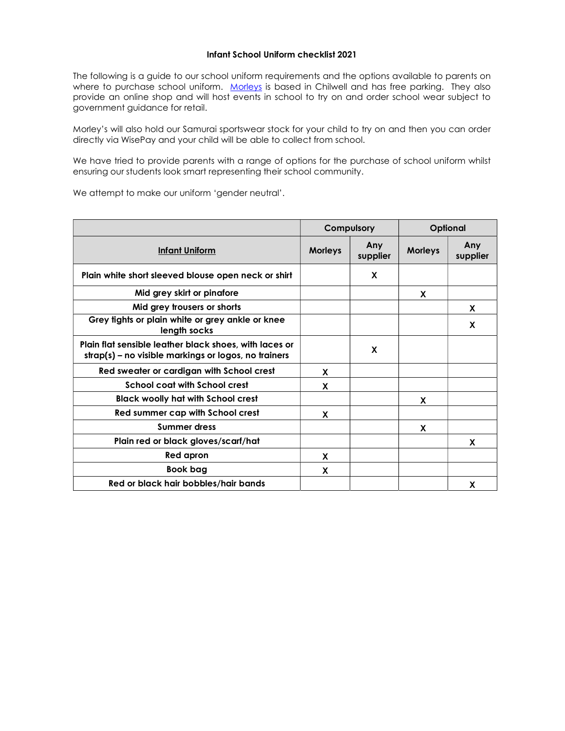**Infant School Uniform checklist 2021**

The following is a guide to our school uniform requirements and the options available to parents on where to purchase school uniform. Morleys is based in Chilwell and has free parking. They also provide an online shop and will host events in school to try on and order school wear subject to government guidance for retail.

Morley's will also hold our Samurai sportswear stock for your child to try on and then you can order directly via WisePay and your child will be able to collect from school.

We have tried to provide parents with a range of options for the purchase of school uniform whilst ensuring our students look smart representing their school community.

We attempt to make our uniform 'gender neutral'.

| | Compulsory | | Optional | |
|---|---|---|---|---|
| **Infant Uniform** | **Morleys** | **Any supplier** | **Morleys** | **Any supplier** |
| **Plain white short sleeved blouse open neck or shirt** | | X | | |
| **Mid grey skirt or pinafore** | | | X | |
| **Mid grey trousers or shorts** | | | | X |
| **Grey tights or plain white or grey ankle or knee length socks** | | | | X |
| **Plain flat sensible leather black shoes, with laces or strap(s) – no visible markings or logos, no trainers** | | X | | |
| **Red sweater or cardigan with School crest** | X | | | |
| **School coat with School crest** | X | | | |
| **Black woolly hat with School crest** | | | X | |
| **Red summer cap with School crest** | X | | | |
| **Summer dress** | | | X | |
| **Plain red or black gloves/scarf/hat** | | | | X |
| **Red apron** | X | | | |
| **Book bag** | X | | | |
| **Red or black hair bobbles/hair bands** | | | | X |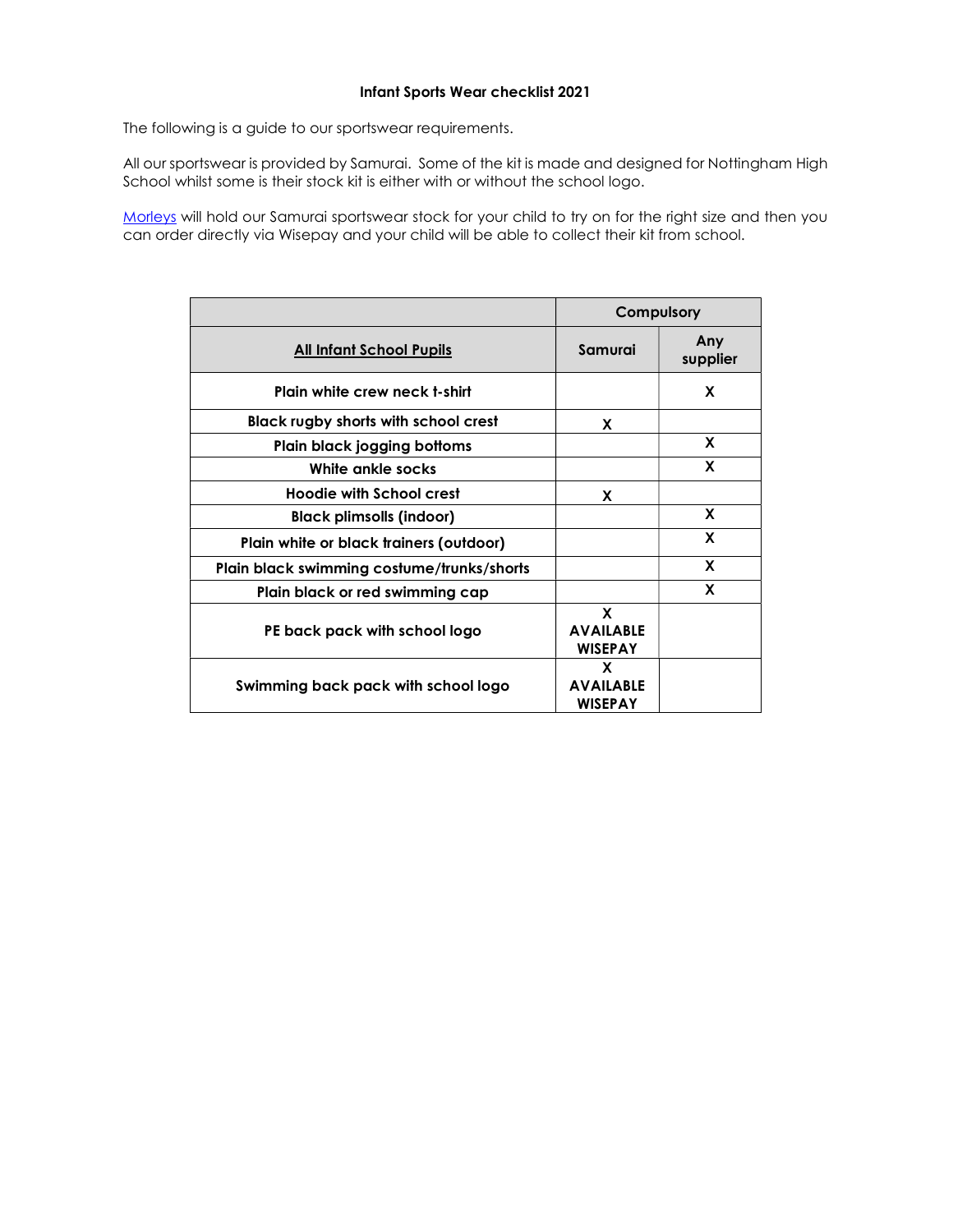**Infant Sports Wear checklist 2021**

The following is a guide to our sportswear requirements.

All our sportswear is provided by Samurai. Some of the kit is made and designed for Nottingham High School whilst some is their stock kit is either with or without the school logo.

Morleys will hold our Samurai sportswear stock for your child to try on for the right size and then you can order directly via Wisepay and your child will be able to collect their kit from school.

| | Compulsory | |
|---|---|---|
| **All Infant School Pupils** | **Samurai** | **Any supplier** |
| **Plain white crew neck t-shirt** | | **X** |
| **Black rugby shorts with school crest** | **X** | |
| **Plain black jogging bottoms** | | **X** |
| **White ankle socks** | | **X** |
| **Hoodie with School crest** | **X** | |
| **Black plimsolls (indoor)** | | **X** |
| **Plain white or black trainers (outdoor)** | | **X** |
| **Plain black swimming costume/trunks/shorts** | | **X** |
| **Plain black or red swimming cap** | | **X** |
| **PE back pack with school logo** | **X AVAILABLE WISEPAY** | |
| **Swimming back pack with school logo** | **X AVAILABLE WISEPAY** | |